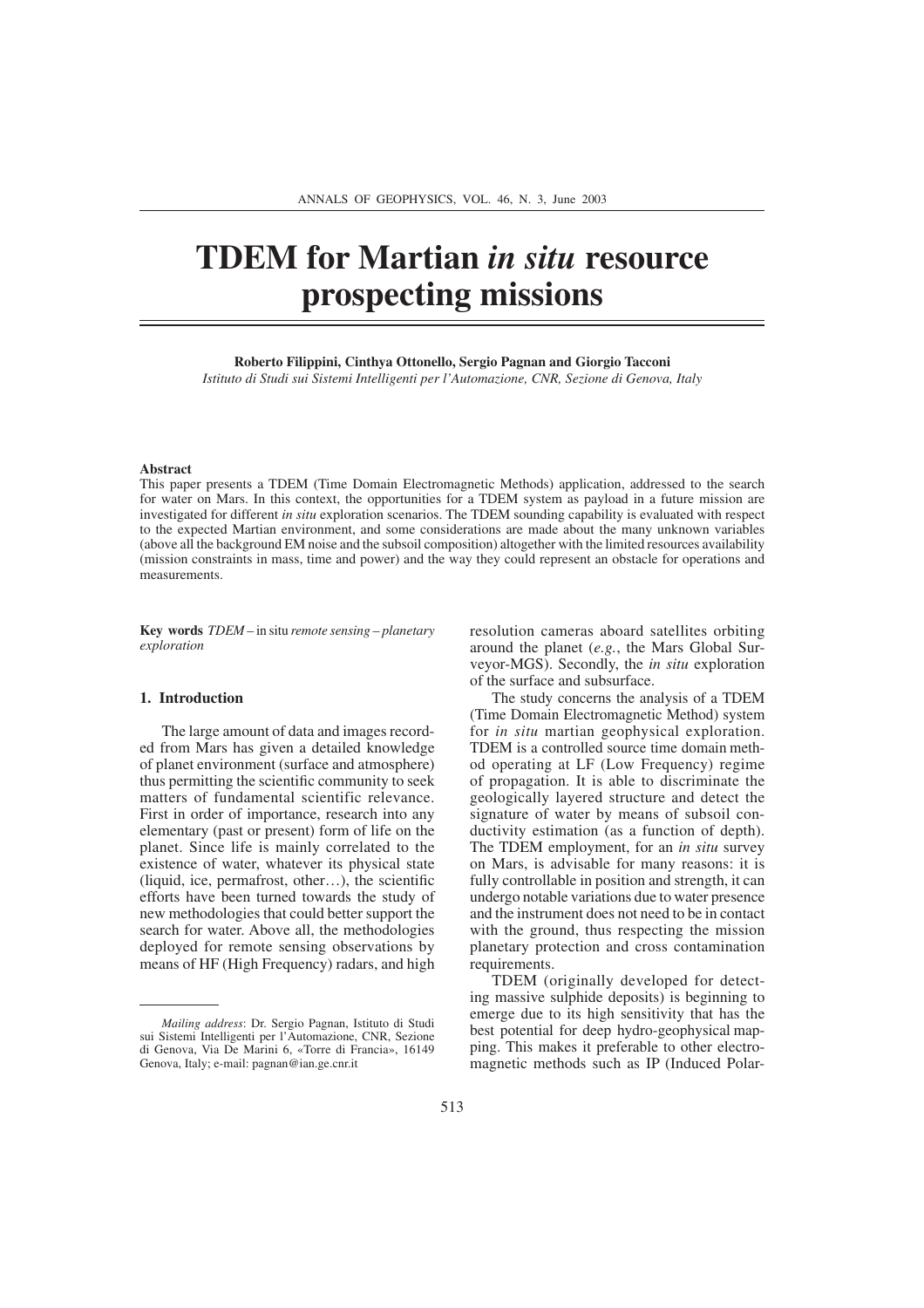# TDEM for Martian *in situ* resource prospecting missions

**Roberto Filippini, Cinthya Ottonello, Sergio Pagnan and Giorgio Tacconi**

*Istituto di Studi sui Sistemi Intelligenti per l'Automazione, CNR, Sezione di Genova, Italy*

### Abstract

This paper presents a TDEM (Time Domain Electromagnetic Methods) application, addressed to the search for water on Mars. In this context, the opportunities for a TDEM system as payload in a future mission are investigated for different *in situ* exploration scenarios. The TDEM sounding capability is evaluated with respect to the expected Martian environment, and some considerations are made about the many unknown variables (above all the background EM noise and the subsoil composition) altogether with the limited resources availability (mission constraints in mass, time and power) and the way they could represent an obstacle for operations and measurements.

**Key words** *TDEM* – in situ *remote sensing* – *planetary exploration*

## 1. Introduction

The large amount of data and images recorded from Mars has given a detailed knowledge of planet environment (surface and atmosphere) thus permitting the scientific community to seek matters of fundamental scientific relevance. First in order of importance, research into any elementary (past or present) form of life on the planet. Since life is mainly correlated to the existence of water, whatever its physical state (liquid, ice, permafrost, other…), the scientific efforts have been turned towards the study of new methodologies that could better support the search for water. Above all, the methodologies deployed for remote sensing observations by means of HF (High Frequency) radars, and high resolution cameras aboard satellites orbiting around the planet (*e.g.*, the Mars Global Surveyor-MGS). Secondly, the *in situ* exploration of the surface and subsurface.

The study concerns the analysis of a TDEM (Time Domain Electromagnetic Method) system for *in situ* martian geophysical exploration. TDEM is a controlled source time domain method operating at LF (Low Frequency) regime of propagation. It is able to discriminate the geologically layered structure and detect the signature of water by means of subsoil conductivity estimation (as a function of depth). The TDEM employment, for an *in situ* survey on Mars, is advisable for many reasons: it is fully controllable in position and strength, it can undergo notable variations due to water presence and the instrument does not need to be in contact with the ground, thus respecting the mission planetary protection and cross contamination requirements.

TDEM (originally developed for detecting massive sulphide deposits) is beginning to emerge due to its high sensitivity that has the best potential for deep hydro-geophysical mapping. This makes it preferable to other electromagnetic methods such as IP (Induced Polar-

---

*Mailing address*: Dr. Sergio Pagnan, Istituto di Studi sui Sistemi Intelligenti per l'Automazione, CNR, Sezione di Genova, Via De Marini 6, «Torre di Francia», 16149 Genova, Italy; e-mail: pagnan@ian.ge.cnr.it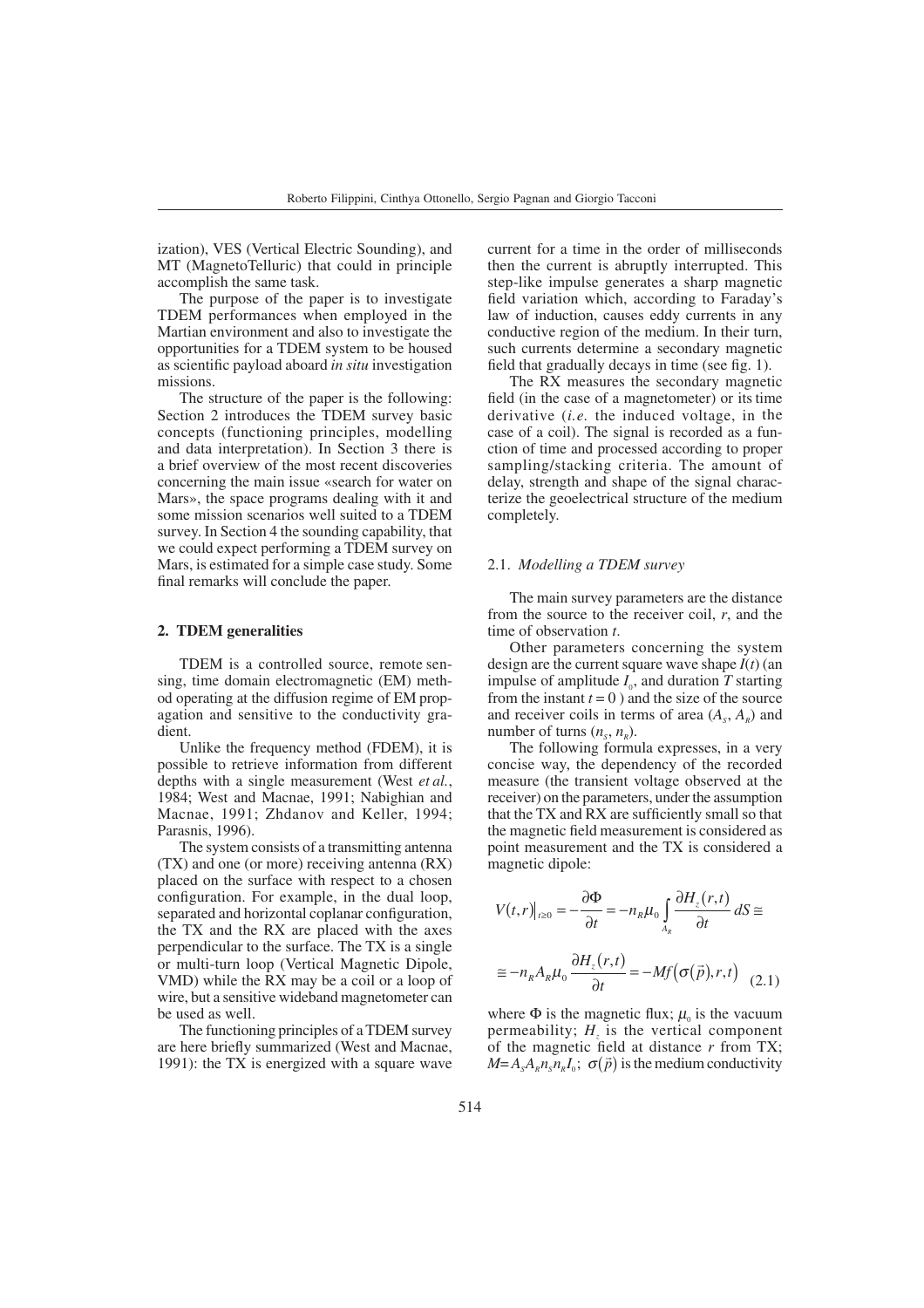ization), VES (Vertical Electric Sounding), and MT (MagnetoTelluric) that could in principle accomplish the same task.

The purpose of the paper is to investigate TDEM performances when employed in the Martian environment and also to investigate the opportunities for a TDEM system to be housed as scientific payload aboard *in situ* investigation missions.

The structure of the paper is the following: Section 2 introduces the TDEM survey basic concepts (functioning principles, modelling and data interpretation). In Section 3 there is a brief overview of the most recent discoveries concerning the main issue «search for water on Mars», the space programs dealing with it and some mission scenarios well suited to a TDEM survey. In Section 4 the sounding capability, that we could expect performing a TDEM survey on Mars, is estimated for a simple case study. Some final remarks will conclude the paper.

## 2. TDEM generalities

TDEM is a controlled source, remote sensing, time domain electromagnetic (EM) method operating at the diffusion regime of EM propagation and sensitive to the conductivity gradient.

Unlike the frequency method (FDEM), it is possible to retrieve information from different depths with a single measurement (West *et al.*, 1984; West and Macnae, 1991; Nabighian and Macnae, 1991; Zhdanov and Keller, 1994; Parasnis, 1996).

The system consists of a transmitting antenna (TX) and one (or more) receiving antenna (RX) placed on the surface with respect to a chosen configuration. For example, in the dual loop, separated and horizontal coplanar configuration, the TX and the RX are placed with the axes perpendicular to the surface. The TX is a single or multi-turn loop (Vertical Magnetic Dipole, VMD) while the RX may be a coil or a loop of wire, but a sensitive wideband magnetometer can be used as well.

The functioning principles of a TDEM survey are here briefly summarized (West and Macnae, 1991): the TX is energized with a square wave current for a time in the order of milliseconds then the current is abruptly interrupted. This step-like impulse generates a sharp magnetic field variation which, according to Faraday's law of induction, causes eddy currents in any conductive region of the medium. In their turn, such currents determine a secondary magnetic field that gradually decays in time (see fig. 1).

The RX measures the secondary magnetic field (in the case of a magnetometer) or its time derivative (*i.e.* the induced voltage, in the case of a coil). The signal is recorded as a function of time and processed according to proper sampling/stacking criteria. The amount of delay, strength and shape of the signal characterize the geoelectrical structure of the medium completely.

### 2.1. *Modelling a TDEM survey*

The main survey parameters are the distance from the source to the receiver coil, $r$, and the time of observation $t$.

Other parameters concerning the system design are the current square wave shape $I(t)$ (an impulse of amplitude $I_0$, and duration $T$ starting from the instant $t = 0$ ) and the size of the source and receiver coils in terms of area ($A_s$, $A_R$) and number of turns ($n_s$, $n_R$).

The following formula expresses, in a very concise way, the dependency of the recorded measure (the transient voltage observed at the receiver) on the parameters, under the assumption that the TX and RX are sufficiently small so that the magnetic field measurement is considered as point measurement and the TX is considered a magnetic dipole:

$$V(t,r)\big|_{t\geq 0} = -\frac{\partial \Phi}{\partial t} = -n_R \mu_0 \int_{A_R} \frac{\partial H_z(r,t)}{\partial t}\, dS \cong$$

$$\cong -n_R A_R \mu_0 \frac{\partial H_z(r,t)}{\partial t} = -Mf\big(\sigma(\vec{p}), r, t\big) \quad (2.1)$$

where $\Phi$ is the magnetic flux; $\mu_0$ is the vacuum permeability; $H_z$ is the vertical component of the magnetic field at distance $r$ from TX; $M = A_s A_R n_s n_R I_0$; $\sigma(\vec{p})$ is the medium conductivity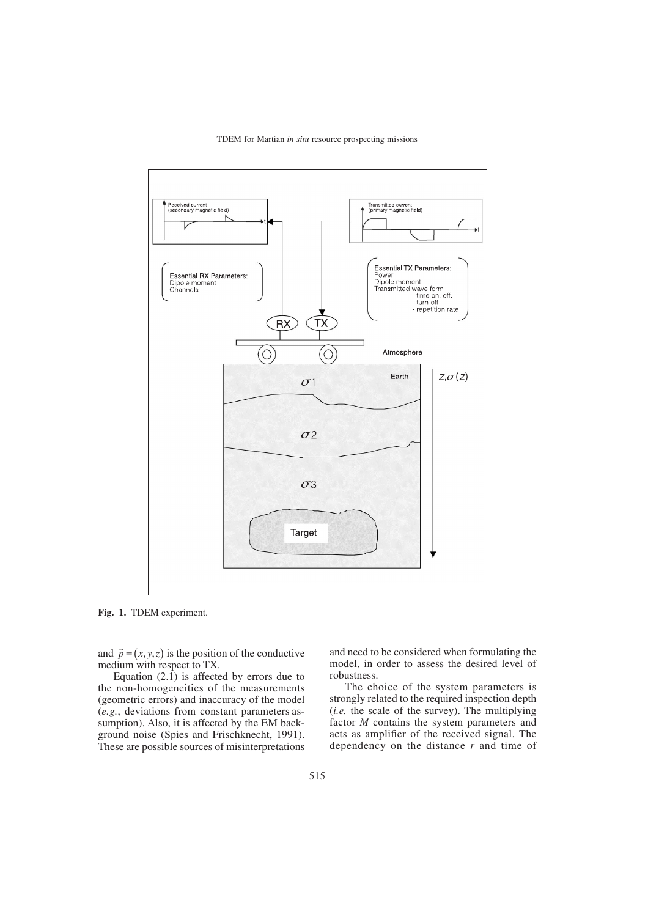Fig. 1. TDEM experiment.

and $\vec{p} = (x, y, z)$ is the position of the conductive medium with respect to TX.

Equation (2.1) is affected by errors due to the non-homogeneities of the measurements (geometric errors) and inaccuracy of the model (*e.g.*, deviations from constant parameters assumption). Also, it is affected by the EM background noise (Spies and Frischknecht, 1991). These are possible sources of misinterpretations and need to be considered when formulating the model, in order to assess the desired level of robustness.

The choice of the system parameters is strongly related to the required inspection depth (*i.e.* the scale of the survey). The multiplying factor $M$ contains the system parameters and acts as amplifier of the received signal. The dependency on the distance $r$ and time of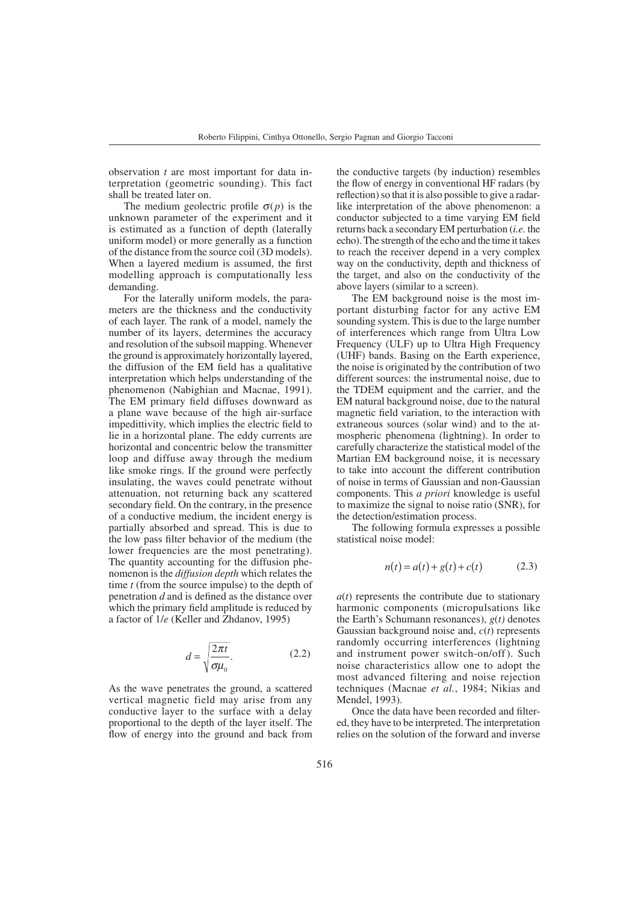observation $t$ are most important for data interpretation (geometric sounding). This fact shall be treated later on.

The medium geoelectric profile $\sigma(p)$ is the unknown parameter of the experiment and it is estimated as a function of depth (laterally uniform model) or more generally as a function of the distance from the source coil (3D models). When a layered medium is assumed, the first modelling approach is computationally less demanding.

For the laterally uniform models, the parameters are the thickness and the conductivity of each layer. The rank of a model, namely the number of its layers, determines the accuracy and resolution of the subsoil mapping. Whenever the ground is approximately horizontally layered, the diffusion of the EM field has a qualitative interpretation which helps understanding of the phenomenon (Nabighian and Macnae, 1991). The EM primary field diffuses downward as a plane wave because of the high air-surface impedittivity, which implies the electric field to lie in a horizontal plane. The eddy currents are horizontal and concentric below the transmitter loop and diffuse away through the medium like smoke rings. If the ground were perfectly insulating, the waves could penetrate without attenuation, not returning back any scattered secondary field. On the contrary, in the presence of a conductive medium, the incident energy is partially absorbed and spread. This is due to the low pass filter behavior of the medium (the lower frequencies are the most penetrating). The quantity accounting for the diffusion phenomenon is the *diffusion depth* which relates the time $t$ (from the source impulse) to the depth of penetration $d$ and is defined as the distance over which the primary field amplitude is reduced by a factor of $1/e$ (Keller and Zhdanov, 1995)

$$d = \sqrt{\frac{2\pi t}{\sigma \mu_0}}. \tag{2.2}$$

As the wave penetrates the ground, a scattered vertical magnetic field may arise from any conductive layer to the surface with a delay proportional to the depth of the layer itself. The flow of energy into the ground and back from the conductive targets (by induction) resembles the flow of energy in conventional HF radars (by reflection) so that it is also possible to give a radar-like interpretation of the above phenomenon: a conductor subjected to a time varying EM field returns back a secondary EM perturbation (*i.e.* the echo). The strength of the echo and the time it takes to reach the receiver depend in a very complex way on the conductivity, depth and thickness of the target, and also on the conductivity of the above layers (similar to a screen).

The EM background noise is the most important disturbing factor for any active EM sounding system. This is due to the large number of interferences which range from Ultra Low Frequency (ULF) up to Ultra High Frequency (UHF) bands. Basing on the Earth experience, the noise is originated by the contribution of two different sources: the instrumental noise, due to the TDEM equipment and the carrier, and the EM natural background noise, due to the natural magnetic field variation, to the interaction with extraneous sources (solar wind) and to the atmospheric phenomena (lightning). In order to carefully characterize the statistical model of the Martian EM background noise, it is necessary to take into account the different contribution of noise in terms of Gaussian and non-Gaussian components. This *a priori* knowledge is useful to maximize the signal to noise ratio (SNR), for the detection/estimation process.

The following formula expresses a possible statistical noise model:

$$n(t) = a(t) + g(t) + c(t) \tag{2.3}$$

$a(t)$ represents the contribute due to stationary harmonic components (micropulsations like the Earth's Schumann resonances), $g(t)$ denotes Gaussian background noise and, $c(t)$ represents randomly occurring interferences (lightning and instrument power switch-on/off). Such noise characteristics allow one to adopt the most advanced filtering and noise rejection techniques (Macnae *et al.*, 1984; Nikias and Mendel, 1993).

Once the data have been recorded and filtered, they have to be interpreted. The interpretation relies on the solution of the forward and inverse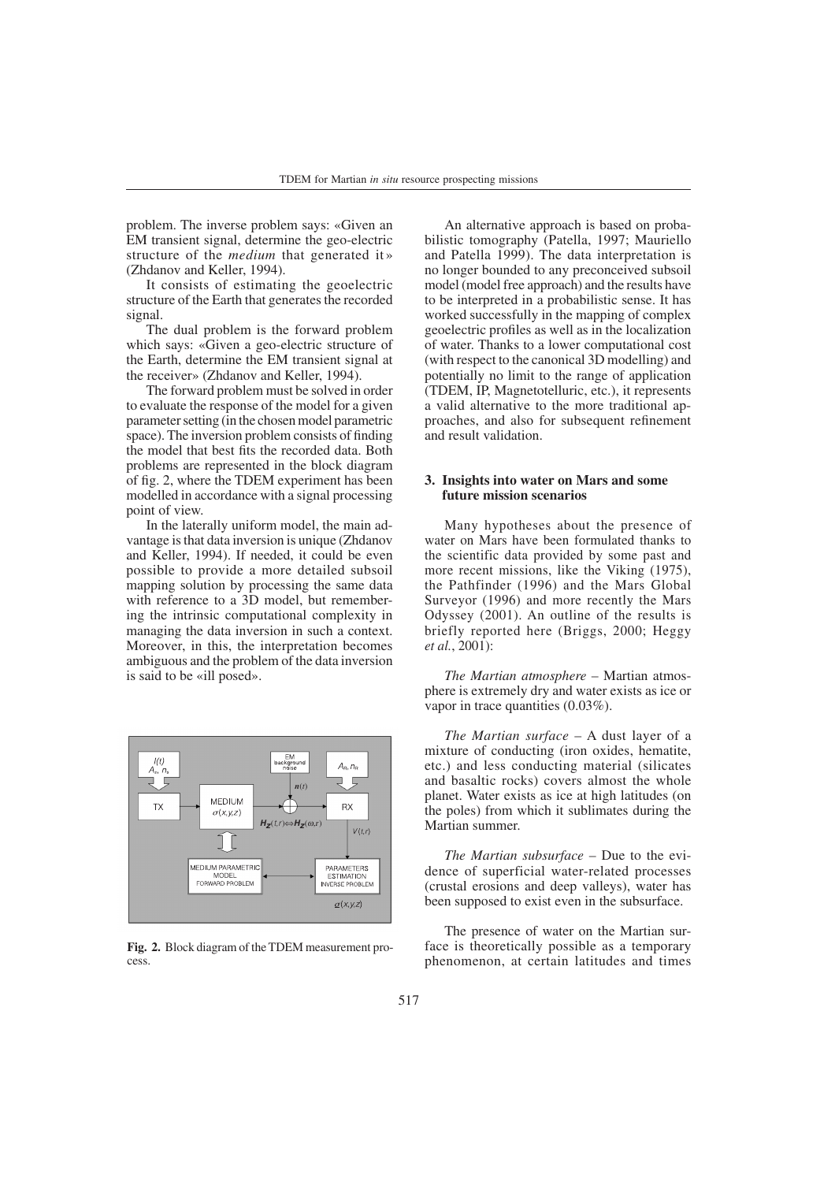problem. The inverse problem says: «Given an EM transient signal, determine the geo-electric structure of the *medium* that generated it» (Zhdanov and Keller, 1994).

It consists of estimating the geoelectric structure of the Earth that generates the recorded signal.

The dual problem is the forward problem which says: «Given a geo-electric structure of the Earth, determine the EM transient signal at the receiver» (Zhdanov and Keller, 1994).

The forward problem must be solved in order to evaluate the response of the model for a given parameter setting (in the chosen model parametric space). The inversion problem consists of finding the model that best fits the recorded data. Both problems are represented in the block diagram of fig. 2, where the TDEM experiment has been modelled in accordance with a signal processing point of view.

In the laterally uniform model, the main advantage is that data inversion is unique (Zhdanov and Keller, 1994). If needed, it could be even possible to provide a more detailed subsoil mapping solution by processing the same data with reference to a 3D model, but remembering the intrinsic computational complexity in managing the data inversion in such a context. Moreover, in this, the interpretation becomes ambiguous and the problem of the data inversion is said to be «ill posed».

**Fig. 2.** Block diagram of the TDEM measurement process.

An alternative approach is based on probabilistic tomography (Patella, 1997; Mauriello and Patella 1999). The data interpretation is no longer bounded to any preconceived subsoil model (model free approach) and the results have to be interpreted in a probabilistic sense. It has worked successfully in the mapping of complex geoelectric profiles as well as in the localization of water. Thanks to a lower computational cost (with respect to the canonical 3D modelling) and potentially no limit to the range of application (TDEM, IP, Magnetotelluric, etc.), it represents a valid alternative to the more traditional approaches, and also for subsequent refinement and result validation.

## 3. Insights into water on Mars and some future mission scenarios

Many hypotheses about the presence of water on Mars have been formulated thanks to the scientific data provided by some past and more recent missions, like the Viking (1975), the Pathfinder (1996) and the Mars Global Surveyor (1996) and more recently the Mars Odyssey (2001). An outline of the results is briefly reported here (Briggs, 2000; Heggy *et al.*, 2001):

*The Martian atmosphere* – Martian atmosphere is extremely dry and water exists as ice or vapor in trace quantities (0.03%).

*The Martian surface* – A dust layer of a mixture of conducting (iron oxides, hematite, etc.) and less conducting material (silicates and basaltic rocks) covers almost the whole planet. Water exists as ice at high latitudes (on the poles) from which it sublimates during the Martian summer.

*The Martian subsurface* – Due to the evidence of superficial water-related processes (crustal erosions and deep valleys), water has been supposed to exist even in the subsurface.

The presence of water on the Martian surface is theoretically possible as a temporary phenomenon, at certain latitudes and times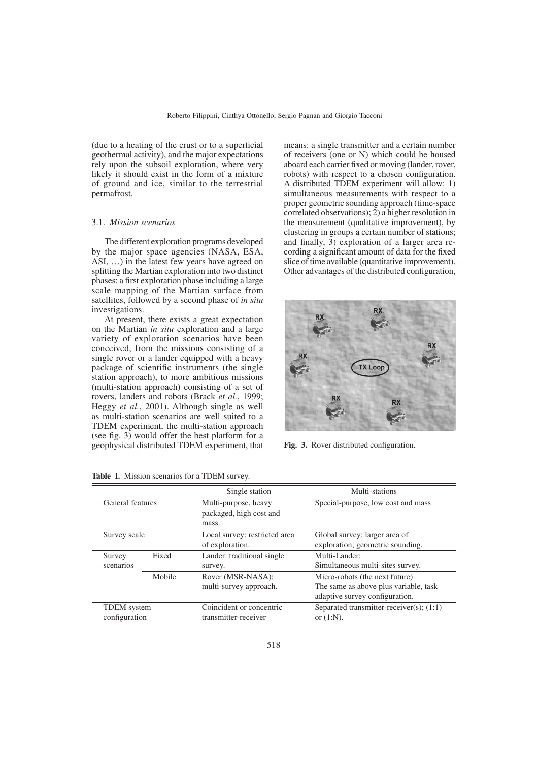(due to a heating of the crust or to a superficial geothermal activity), and the major expectations rely upon the subsoil exploration, where very likely it should exist in the form of a mixture of ground and ice, similar to the terrestrial permafrost.

### 3.1. *Mission scenarios*

The different exploration programs developed by the major space agencies (NASA, ESA, ASI, …) in the latest few years have agreed on splitting the Martian exploration into two distinct phases: a first exploration phase including a large scale mapping of the Martian surface from satellites, followed by a second phase of *in situ* investigations.

At present, there exists a great expectation on the Martian *in situ* exploration and a large variety of exploration scenarios have been conceived, from the missions consisting of a single rover or a lander equipped with a heavy package of scientific instruments (the single station approach), to more ambitious missions (multi-station approach) consisting of a set of rovers, landers and robots (Brack *et al.*, 1999; Heggy *et al.*, 2001). Although single as well as multi-station scenarios are well suited to a TDEM experiment, the multi-station approach (see fig. 3) would offer the best platform for a geophysical distributed TDEM experiment, that means: a single transmitter and a certain number of receivers (one or N) which could be housed aboard each carrier fixed or moving (lander, rover, robots) with respect to a chosen configuration. A distributed TDEM experiment will allow: 1) simultaneous measurements with respect to a proper geometric sounding approach (time-space correlated observations); 2) a higher resolution in the measurement (qualitative improvement), by clustering in groups a certain number of stations; and finally, 3) exploration of a larger area recording a significant amount of data for the fixed slice of time available (quantitative improvement). Other advantages of the distributed configuration,

**Fig. 3.** Rover distributed configuration.

**Table I.** Mission scenarios for a TDEM survey.

| | | Single station | Multi-stations |
|---|---|---|---|
| General features | | Multi-purpose, heavy packaged, high cost and mass. | Special-purpose, low cost and mass |
| Survey scale | | Local survey: restricted area of exploration. | Global survey: larger area of exploration; geometric sounding. |
| Survey scenarios | Fixed | Lander: traditional single survey. | Multi-Lander: Simultaneous multi-sites survey. |
| | Mobile | Rover (MSR-NASA): multi-survey approach. | Micro-robots (the next future) The same as above plus variable, task adaptive survey configuration. |
| TDEM system configuration | | Coincident or concentric transmitter-receiver | Separated transmitter-receiver(s); (1:1) or (1:N). |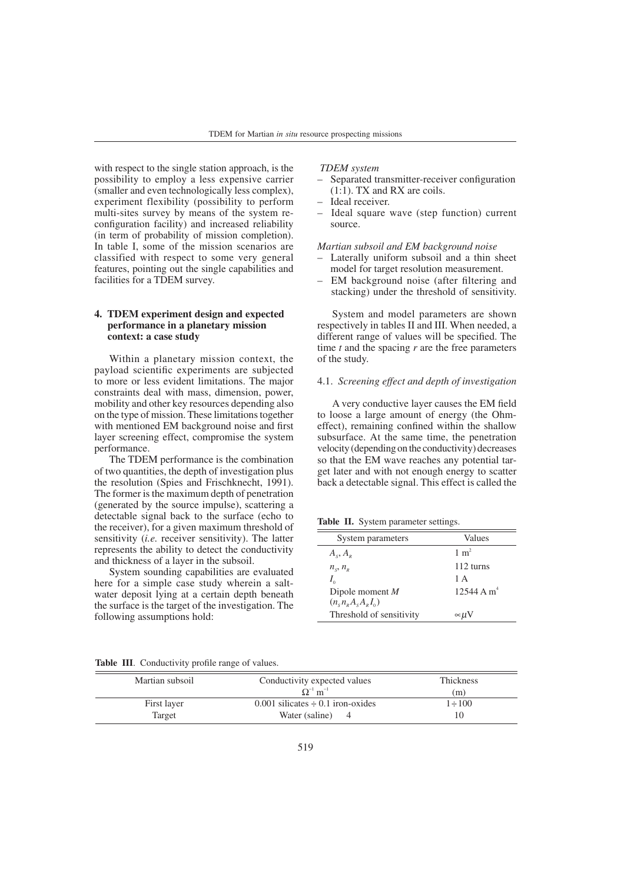with respect to the single station approach, is the possibility to employ a less expensive carrier (smaller and even technologically less complex), experiment flexibility (possibility to perform multi-sites survey by means of the system re-configuration facility) and increased reliability (in term of probability of mission completion). In table I, some of the mission scenarios are classified with respect to some very general features, pointing out the single capabilities and facilities for a TDEM survey.

## 4. TDEM experiment design and expected performance in a planetary mission context: a case study

Within a planetary mission context, the payload scientific experiments are subjected to more or less evident limitations. The major constraints deal with mass, dimension, power, mobility and other key resources depending also on the type of mission. These limitations together with mentioned EM background noise and first layer screening effect, compromise the system performance.

The TDEM performance is the combination of two quantities, the depth of investigation plus the resolution (Spies and Frischknecht, 1991). The former is the maximum depth of penetration (generated by the source impulse), scattering a detectable signal back to the surface (echo to the receiver), for a given maximum threshold of sensitivity (*i.e.* receiver sensitivity). The latter represents the ability to detect the conductivity and thickness of a layer in the subsoil.

System sounding capabilities are evaluated here for a simple case study wherein a salt-water deposit lying at a certain depth beneath the surface is the target of the investigation. The following assumptions hold:

*TDEM system*

- Separated transmitter-receiver configuration (1:1). TX and RX are coils.
- Ideal receiver.
- Ideal square wave (step function) current source.

*Martian subsoil and EM background noise*

- Laterally uniform subsoil and a thin sheet model for target resolution measurement.
- EM background noise (after filtering and stacking) under the threshold of sensitivity.

System and model parameters are shown respectively in tables II and III. When needed, a different range of values will be specified. The time $t$ and the spacing $r$ are the free parameters of the study.

### 4.1. *Screening effect and depth of investigation*

A very conductive layer causes the EM field to loose a large amount of energy (the Ohm-effect), remaining confined within the shallow subsurface. At the same time, the penetration velocity (depending on the conductivity) decreases so that the EM wave reaches any potential target later and with not enough energy to scatter back a detectable signal. This effect is called the

**Table II.** System parameter settings.

| System parameters | Values |
|---|---|
| $A_S$, $A_R$ | 1 $m^2$ |
| $n_S$, $n_R$ | 112 turns |
| $I_0$ | 1 A |
| Dipole moment $M$ ($n_S n_R A_S A_R I_0$) | 12544 A $m^4$ |
| Threshold of sensitivity | $\propto \mu$V |

**Table III**. Conductivity profile range of values.

| Martian subsoil | Conductivity expected values $\Omega^{-1}$ $m^{-1}$ | Thickness (m) |
|---|---|---|
| First layer | 0.001 silicates ÷ 0.1 iron-oxides | 1 ÷ 100 |
| Target | Water (saline) 4 | 10 |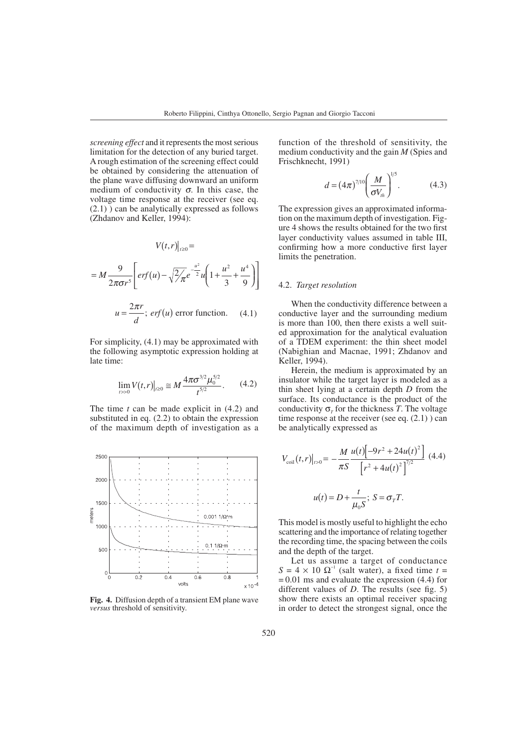*screening effect* and it represents the most serious limitation for the detection of any buried target. A rough estimation of the screening effect could be obtained by considering the attenuation of the plane wave diffusing downward an uniform medium of conductivity $\sigma$. In this case, the voltage time response at the receiver (see eq. (2.1) ) can be analytically expressed as follows (Zhdanov and Keller, 1994):

$$V(t,r)\big|_{t\geq 0} = $$

$$= M\frac{9}{2\pi\sigma r^5}\left[erf(u) - \sqrt{2/\pi}\, e^{-\frac{u^2}{2}} u\left(1 + \frac{u^2}{3} + \frac{u^4}{9}\right)\right]$$

$$u = \frac{2\pi r}{d};\ erf(u) \text{ error function.} \qquad (4.1)$$

For simplicity, (4.1) may be approximated with the following asymptotic expression holding at late time:

$$\lim_{t>>0} V(t,r)\big|_{t\geq 0} \cong M\frac{4\pi\sigma^{3/2}\mu_0^{5/2}}{t^{5/2}}. \qquad (4.2)$$

The time $t$ can be made explicit in (4.2) and substituted in eq. (2.2) to obtain the expression of the maximum depth of investigation as a function of the threshold of sensitivity, the medium conductivity and the gain $M$ (Spies and Frischknecht, 1991)

$$d = (4\pi)^{7/10}\left(\frac{M}{\sigma V_{th}}\right)^{1/5}. \qquad (4.3)$$

The expression gives an approximated information on the maximum depth of investigation. Figure 4 shows the results obtained for the two first layer conductivity values assumed in table III, confirming how a more conductive first layer limits the penetration.

**Fig. 4.** Diffusion depth of a transient EM plane wave *versus* threshold of sensitivity.

### 4.2. *Target resolution*

When the conductivity difference between a conductive layer and the surrounding medium is more than 100, then there exists a well suited approximation for the analytical evaluation of a TDEM experiment: the thin sheet model (Nabighian and Macnae, 1991; Zhdanov and Keller, 1994).

Herein, the medium is approximated by an insulator while the target layer is modeled as a thin sheet lying at a certain depth $D$ from the surface. Its conductance is the product of the conductivity $\sigma_T$ for the thickness $T$. The voltage time response at the receiver (see eq. (2.1) ) can be analytically expressed as

$$V_{\text{coil}}(t,r)\big|_{t>0} = -\frac{M}{\pi S}\frac{u(t)\left[-9r^2 + 24u(t)^2\right]}{\left[r^2 + 4u(t)^2\right]^{7/2}} \qquad (4.4)$$

$$u(t) = D + \frac{t}{\mu_0 S};\ S = \sigma_T T.$$

This model is mostly useful to highlight the echo scattering and the importance of relating together the recording time, the spacing between the coils and the depth of the target.

Let us assume a target of conductance $S = 4 \times 10\ \Omega^{-1}$ (salt water), a fixed time $t = 0.01$ ms and evaluate the expression (4.4) for different values of $D$. The results (see fig. 5) show there exists an optimal receiver spacing in order to detect the strongest signal, once the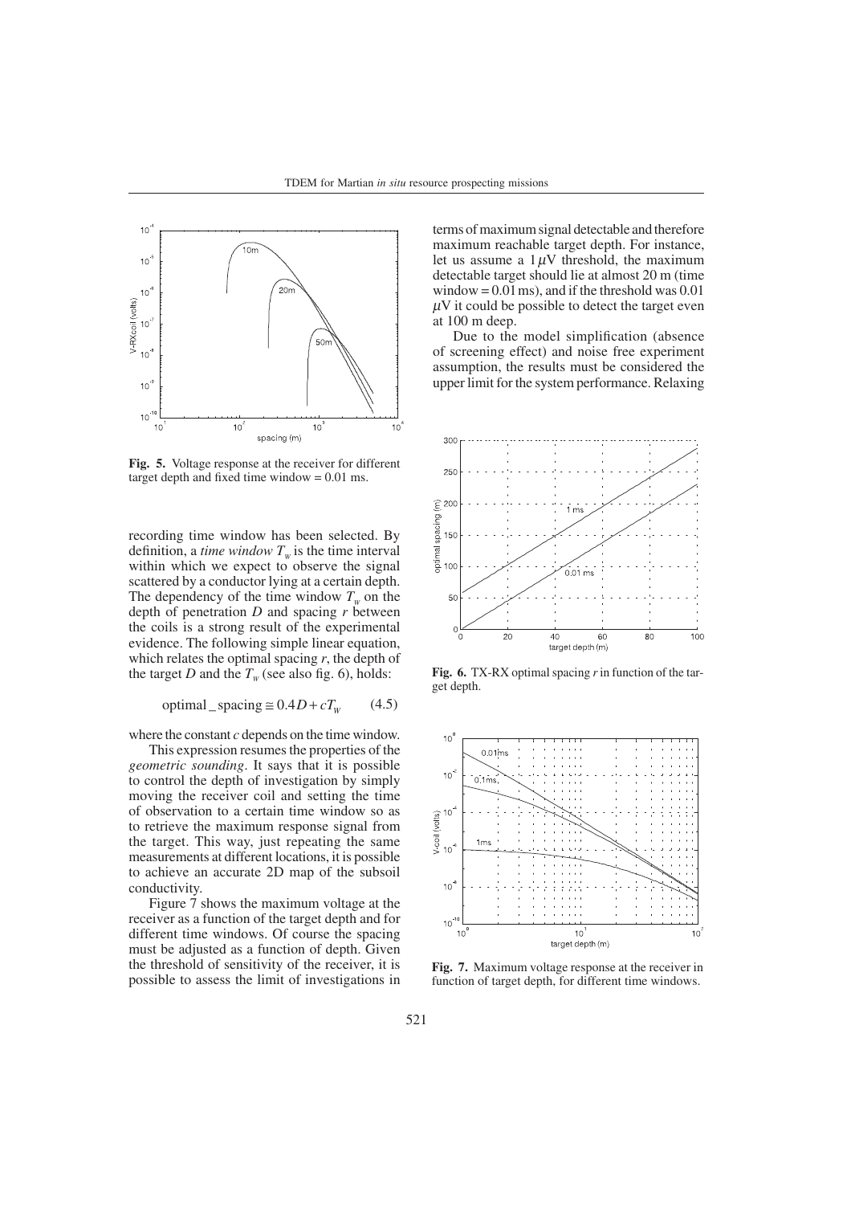**Fig. 5.** Voltage response at the receiver for different target depth and fixed time window = 0.01 ms.

recording time window has been selected. By definition, a *time window* $T_w$ is the time interval within which we expect to observe the signal scattered by a conductor lying at a certain depth. The dependency of the time window $T_w$ on the depth of penetration $D$ and spacing $r$ between the coils is a strong result of the experimental evidence. The following simple linear equation, which relates the optimal spacing $r$, the depth of the target $D$ and the $T_w$ (see also fig. 6), holds:

$$\text{optimal\_spacing} \cong 0.4D + cT_W \qquad (4.5)$$

where the constant $c$ depends on the time window.

This expression resumes the properties of the *geometric sounding*. It says that it is possible to control the depth of investigation by simply moving the receiver coil and setting the time of observation to a certain time window so as to retrieve the maximum response signal from the target. This way, just repeating the same measurements at different locations, it is possible to achieve an accurate 2D map of the subsoil conductivity.

Figure 7 shows the maximum voltage at the receiver as a function of the target depth and for different time windows. Of course the spacing must be adjusted as a function of depth. Given the threshold of sensitivity of the receiver, it is possible to assess the limit of investigations in terms of maximum signal detectable and therefore maximum reachable target depth. For instance, let us assume a 1 $\mu$V threshold, the maximum detectable target should lie at almost 20 m (time window = 0.01 ms), and if the threshold was 0.01 $\mu$V it could be possible to detect the target even at 100 m deep.

Due to the model simplification (absence of screening effect) and noise free experiment assumption, the results must be considered the upper limit for the system performance. Relaxing

**Fig. 6.** TX-RX optimal spacing $r$ in function of the target depth.

**Fig. 7.** Maximum voltage response at the receiver in function of target depth, for different time windows.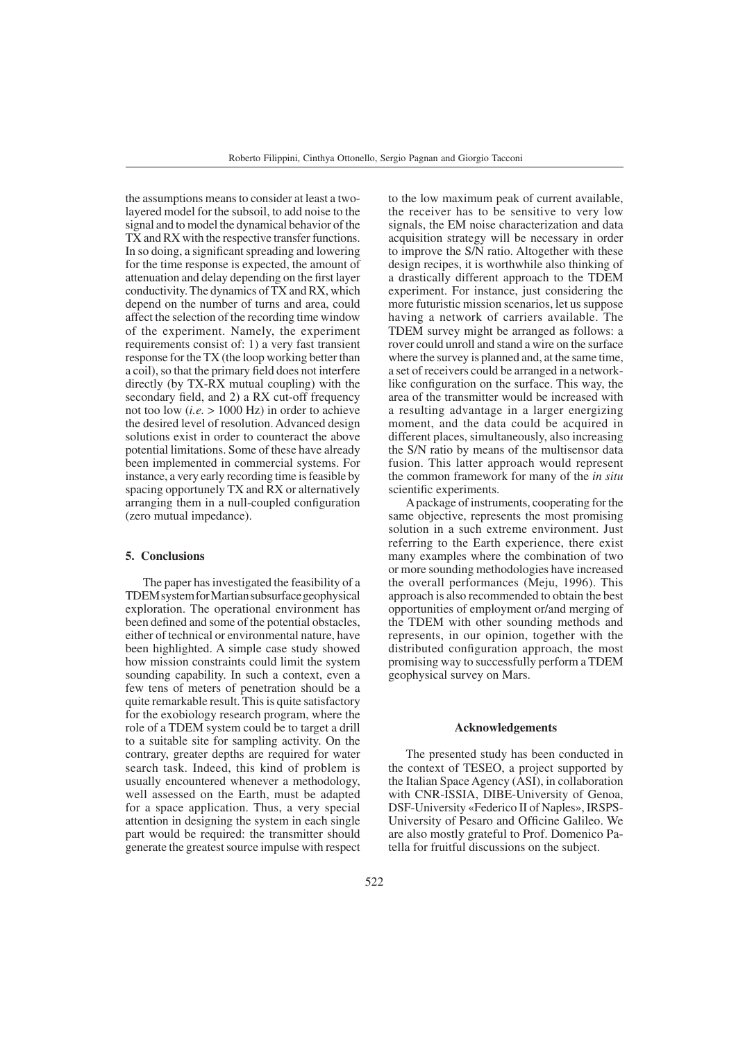the assumptions means to consider at least a two-layered model for the subsoil, to add noise to the signal and to model the dynamical behavior of the TX and RX with the respective transfer functions. In so doing, a significant spreading and lowering for the time response is expected, the amount of attenuation and delay depending on the first layer conductivity. The dynamics of TX and RX, which depend on the number of turns and area, could affect the selection of the recording time window of the experiment. Namely, the experiment requirements consist of: 1) a very fast transient response for the TX (the loop working better than a coil), so that the primary field does not interfere directly (by TX-RX mutual coupling) with the secondary field, and 2) a RX cut-off frequency not too low (*i.e.* > 1000 Hz) in order to achieve the desired level of resolution. Advanced design solutions exist in order to counteract the above potential limitations. Some of these have already been implemented in commercial systems. For instance, a very early recording time is feasible by spacing opportunely TX and RX or alternatively arranging them in a null-coupled configuration (zero mutual impedance).

## 5. Conclusions

The paper has investigated the feasibility of a TDEM system for Martian subsurface geophysical exploration. The operational environment has been defined and some of the potential obstacles, either of technical or environmental nature, have been highlighted. A simple case study showed how mission constraints could limit the system sounding capability. In such a context, even a few tens of meters of penetration should be a quite remarkable result. This is quite satisfactory for the exobiology research program, where the role of a TDEM system could be to target a drill to a suitable site for sampling activity. On the contrary, greater depths are required for water search task. Indeed, this kind of problem is usually encountered whenever a methodology, well assessed on the Earth, must be adapted for a space application. Thus, a very special attention in designing the system in each single part would be required: the transmitter should generate the greatest source impulse with respect to the low maximum peak of current available, the receiver has to be sensitive to very low signals, the EM noise characterization and data acquisition strategy will be necessary in order to improve the S/N ratio. Altogether with these design recipes, it is worthwhile also thinking of a drastically different approach to the TDEM experiment. For instance, just considering the more futuristic mission scenarios, let us suppose having a network of carriers available. The TDEM survey might be arranged as follows: a rover could unroll and stand a wire on the surface where the survey is planned and, at the same time, a set of receivers could be arranged in a network-like configuration on the surface. This way, the area of the transmitter would be increased with a resulting advantage in a larger energizing moment, and the data could be acquired in different places, simultaneously, also increasing the S/N ratio by means of the multisensor data fusion. This latter approach would represent the common framework for many of the *in situ* scientific experiments.

A package of instruments, cooperating for the same objective, represents the most promising solution in a such extreme environment. Just referring to the Earth experience, there exist many examples where the combination of two or more sounding methodologies have increased the overall performances (Meju, 1996). This approach is also recommended to obtain the best opportunities of employment or/and merging of the TDEM with other sounding methods and represents, in our opinion, together with the distributed configuration approach, the most promising way to successfully perform a TDEM geophysical survey on Mars.

## Acknowledgements

The presented study has been conducted in the context of TESEO, a project supported by the Italian Space Agency (ASI), in collaboration with CNR-ISSIA, DIBE-University of Genoa, DSF-University «Federico II of Naples», IRSPS-University of Pesaro and Officine Galileo. We are also mostly grateful to Prof. Domenico Patella for fruitful discussions on the subject.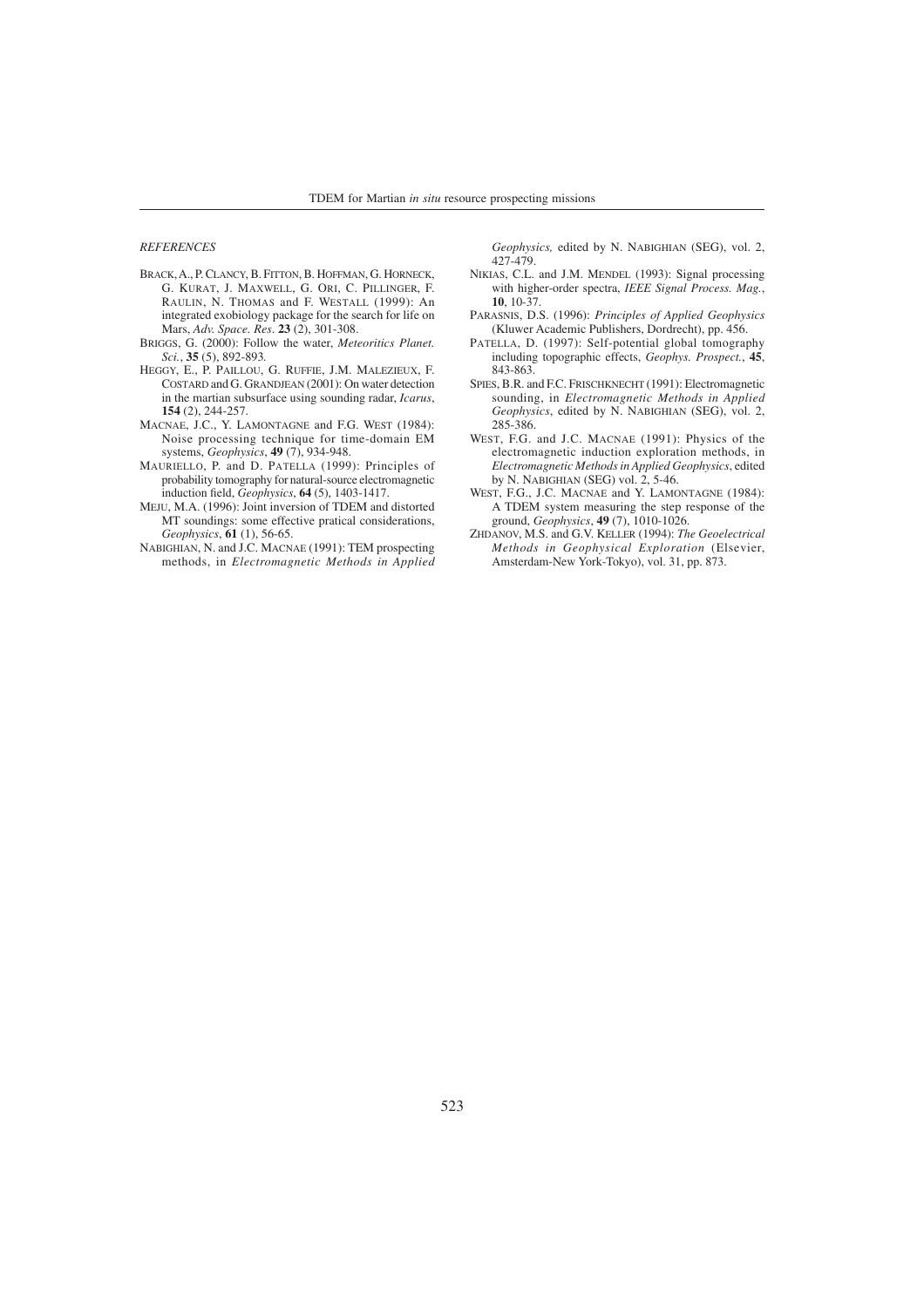*REFERENCES*

BRACK, A., P. CLANCY, B. FITTON, B. HOFFMAN, G. HORNECK, G. KURAT, J. MAXWELL, G. ORI, C. PILLINGER, F. RAULIN, N. THOMAS and F. WESTALL (1999): An integrated exobiology package for the search for life on Mars, *Adv. Space. Res*. **23** (2), 301-308.

BRIGGS, G. (2000): Follow the water, *Meteoritics Planet. Sci.*, **35** (5), 892-893.

HEGGY, E., P. PAILLOU, G. RUFFIE, J.M. MALEZIEUX, F. COSTARD and G. GRANDJEAN (2001): On water detection in the martian subsurface using sounding radar, *Icarus*, **154** (2), 244-257.

MACNAE, J.C., Y. LAMONTAGNE and F.G. WEST (1984): Noise processing technique for time-domain EM systems, *Geophysics*, **49** (7), 934-948.

MAURIELLO, P. and D. PATELLA (1999): Principles of probability tomography for natural-source electromagnetic induction field, *Geophysics*, **64** (5), 1403-1417.

MEJU, M.A. (1996): Joint inversion of TDEM and distorted MT soundings: some effective pratical considerations, *Geophysics*, **61** (1), 56-65.

NABIGHIAN, N. and J.C. MACNAE (1991): TEM prospecting methods, in *Electromagnetic Methods in Applied Geophysics,* edited by N. NABIGHIAN (SEG), vol. 2, 427-479.

NIKIAS, C.L. and J.M. MENDEL (1993): Signal processing with higher-order spectra, *IEEE Signal Process. Mag.*, **10**, 10-37.

PARASNIS, D.S. (1996): *Principles of Applied Geophysics* (Kluwer Academic Publishers, Dordrecht), pp. 456.

PATELLA, D. (1997): Self-potential global tomography including topographic effects, *Geophys. Prospect.*, **45**, 843-863.

SPIES, B.R. and F.C. FRISCHKNECHT (1991): Electromagnetic sounding, in *Electromagnetic Methods in Applied Geophysics*, edited by N. NABIGHIAN (SEG), vol. 2, 285-386.

WEST, F.G. and J.C. MACNAE (1991): Physics of the electromagnetic induction exploration methods, in *Electromagnetic Methods in Applied Geophysics*, edited by N. NABIGHIAN (SEG) vol. 2, 5-46.

WEST, F.G., J.C. MACNAE and Y. LAMONTAGNE (1984): A TDEM system measuring the step response of the ground, *Geophysics*, **49** (7), 1010-1026.

ZHDANOV, M.S. and G.V. KELLER (1994): *The Geoelectrical Methods in Geophysical Exploration* (Elsevier, Amsterdam-New York-Tokyo), vol. 31, pp. 873.